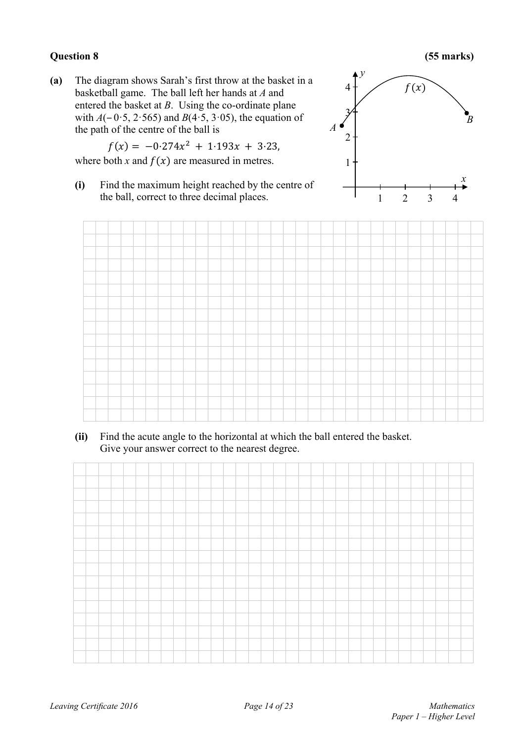**Question 8** **(55 marks)**

**(a)** The diagram shows Sarah's first throw at the basket in a basketball game. The ball left her hands at $A$ and entered the basket at $B$. Using the co-ordinate plane with $A(-0{\cdot}5, 2{\cdot}565)$ and $B(4{\cdot}5, 3{\cdot}05)$, the equation of the path of the centre of the ball is

$$f(x) = -0{\cdot}274x^2 + 1{\cdot}193x + 3{\cdot}23,$$

where both $x$ and $f(x)$ are measured in metres.

**(i)** Find the maximum height reached by the centre of the ball, correct to three decimal places.

**(ii)** Find the acute angle to the horizontal at which the ball entered the basket. Give your answer correct to the nearest degree.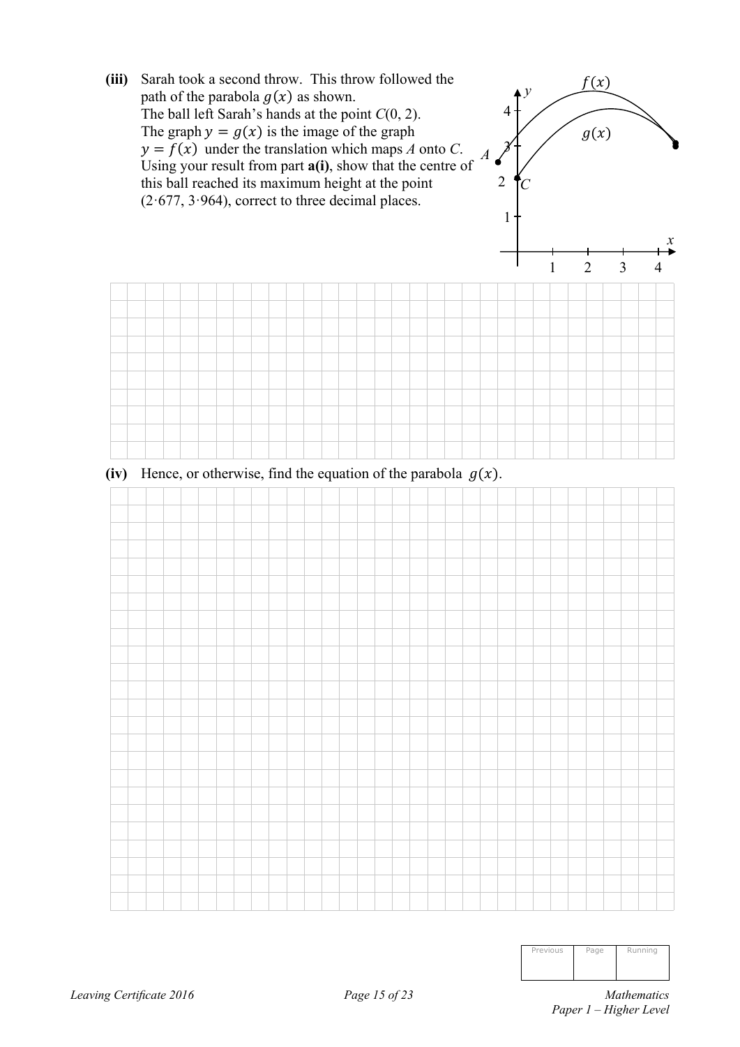**(iii)** Sarah took a second throw. This throw followed the path of the parabola $g(x)$ as shown.
The ball left Sarah's hands at the point $C(0, 2)$.
The graph $y = g(x)$ is the image of the graph $y = f(x)$ under the translation which maps $A$ onto $C$.
Using your result from part **a(i)**, show that the centre of this ball reached its maximum height at the point $(2{\cdot}677, 3{\cdot}964)$, correct to three decimal places.

**(iv)** Hence, or otherwise, find the equation of the parabola $g(x)$.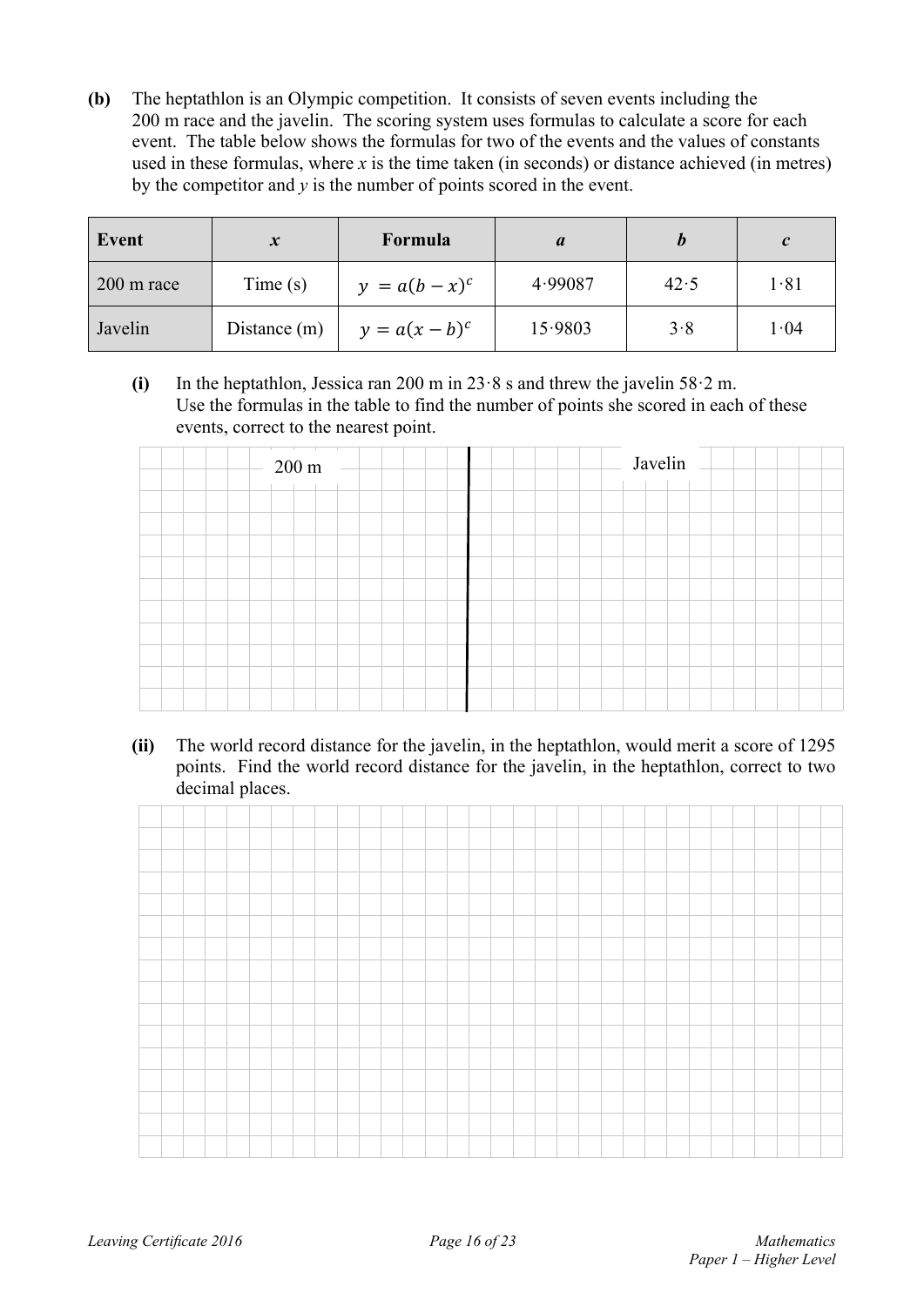**(b)** The heptathlon is an Olympic competition. It consists of seven events including the 200 m race and the javelin. The scoring system uses formulas to calculate a score for each event. The table below shows the formulas for two of the events and the values of constants used in these formulas, where $x$ is the time taken (in seconds) or distance achieved (in metres) by the competitor and $y$ is the number of points scored in the event.

| Event | $x$ | Formula | $a$ | $b$ | $c$ |
|---|---|---|---|---|---|
| 200 m race | Time (s) | $y = a(b - x)^c$ | 4·99087 | 42·5 | 1·81 |
| Javelin | Distance (m) | $y = a(x - b)^c$ | 15·9803 | 3·8 | 1·04 |

**(i)** In the heptathlon, Jessica ran 200 m in 23·8 s and threw the javelin 58·2 m. Use the formulas in the table to find the number of points she scored in each of these events, correct to the nearest point.

| 200 m | Javelin |
|---|---|
| | |

**(ii)** The world record distance for the javelin, in the heptathlon, would merit a score of 1295 points. Find the world record distance for the javelin, in the heptathlon, correct to two decimal places.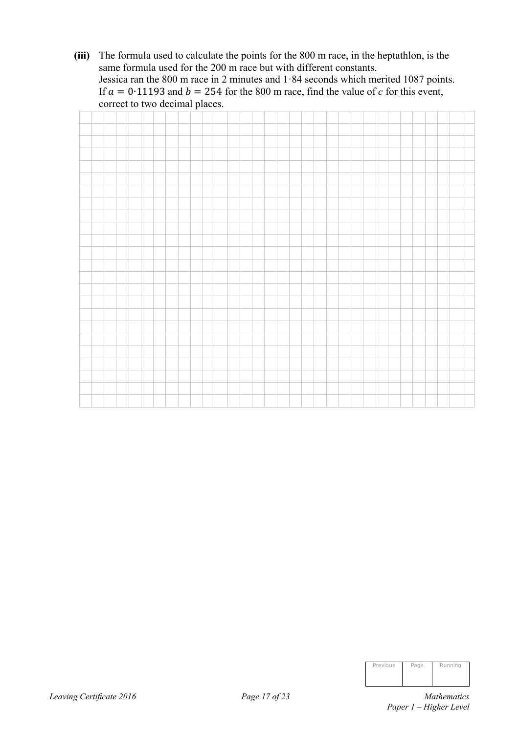**(iii)** The formula used to calculate the points for the 800 m race, in the heptathlon, is the same formula used for the 200 m race but with different constants.
Jessica ran the 800 m race in 2 minutes and 1·84 seconds which merited 1087 points.
If $a = 0{\cdot}11193$ and $b = 254$ for the 800 m race, find the value of *c* for this event, correct to two decimal places.